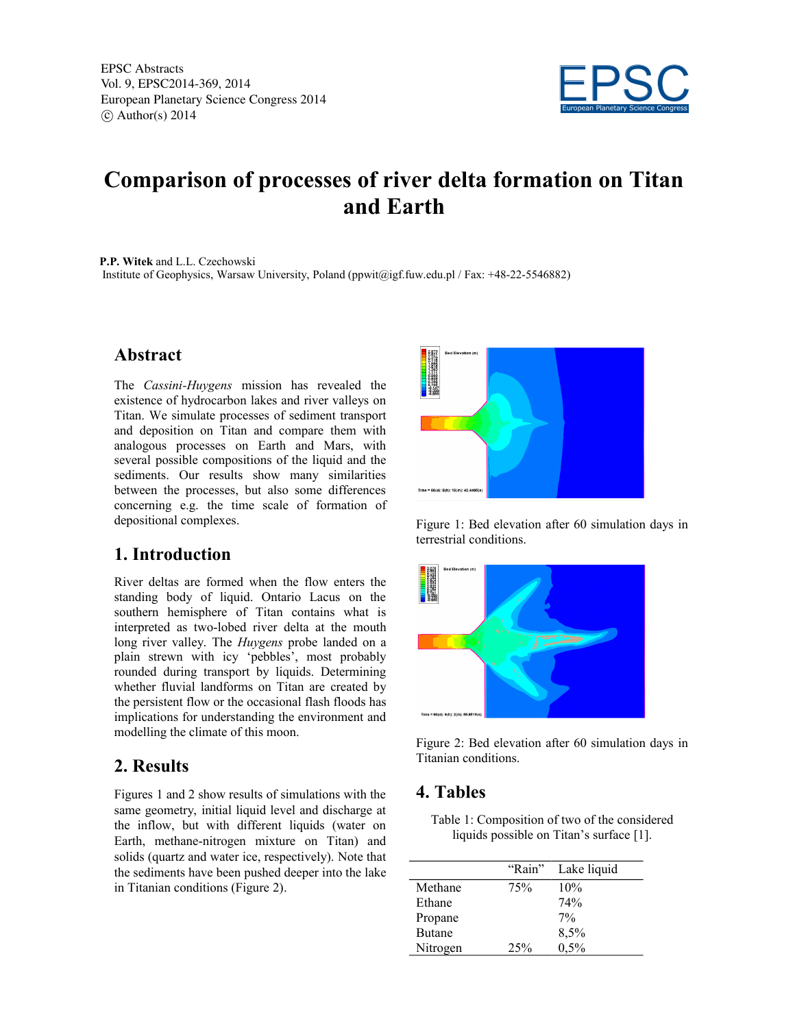EPSC Abstracts
Vol. 9, EPSC2014-369, 2014
European Planetary Science Congress 2014
© Author(s) 2014

# Comparison of processes of river delta formation on Titan and Earth

**P.P. Witek** and L.L. Czechowski
Institute of Geophysics, Warsaw University, Poland (ppwit@igf.fuw.edu.pl / Fax: +48-22-5546882)

## Abstract

The *Cassini-Huygens* mission has revealed the existence of hydrocarbon lakes and river valleys on Titan. We simulate processes of sediment transport and deposition on Titan and compare them with analogous processes on Earth and Mars, with several possible compositions of the liquid and the sediments. Our results show many similarities between the processes, but also some differences concerning e.g. the time scale of formation of depositional complexes.

## 1. Introduction

River deltas are formed when the flow enters the standing body of liquid. Ontario Lacus on the southern hemisphere of Titan contains what is interpreted as two-lobed river delta at the mouth long river valley. The *Huygens* probe landed on a plain strewn with icy 'pebbles', most probably rounded during transport by liquids. Determining whether fluvial landforms on Titan are created by the persistent flow or the occasional flash floods has implications for understanding the environment and modelling the climate of this moon.

## 2. Results

Figures 1 and 2 show results of simulations with the same geometry, initial liquid level and discharge at the inflow, but with different liquids (water on Earth, methane-nitrogen mixture on Titan) and solids (quartz and water ice, respectively). Note that the sediments have been pushed deeper into the lake in Titanian conditions (Figure 2).

Figure 1: Bed elevation after 60 simulation days in terrestrial conditions.

Figure 2: Bed elevation after 60 simulation days in Titanian conditions.

## 4. Tables

Table 1: Composition of two of the considered liquids possible on Titan's surface [1].

| | "Rain" | Lake liquid |
|---|---|---|
| Methane | 75% | 10% |
| Ethane | | 74% |
| Propane | | 7% |
| Butane | | 8,5% |
| Nitrogen | 25% | 0,5% |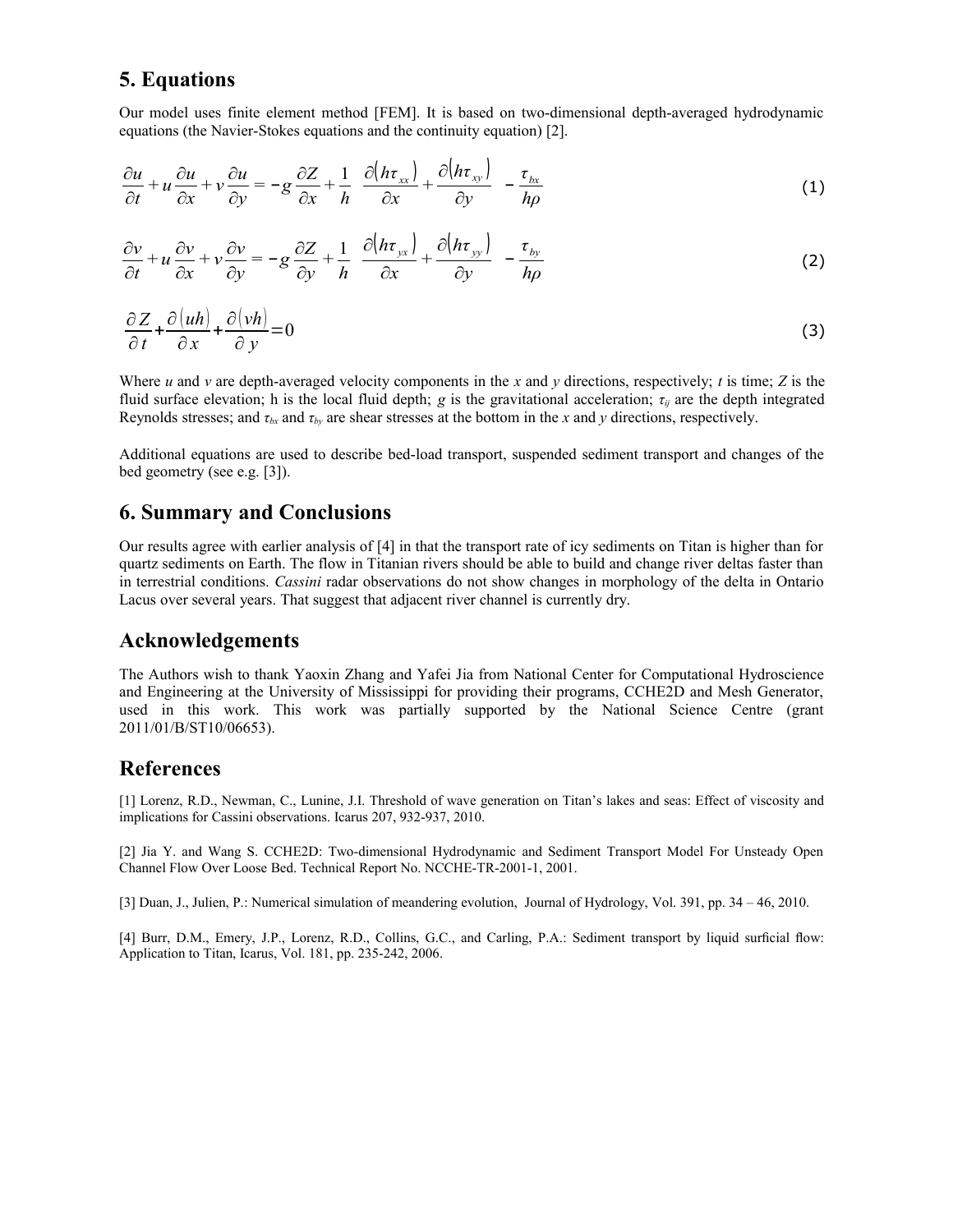## 5. Equations

Our model uses finite element method [FEM]. It is based on two-dimensional depth-averaged hydrodynamic equations (the Navier-Stokes equations and the continuity equation) [2].

$$\frac{\partial u}{\partial t} + u\frac{\partial u}{\partial x} + v\frac{\partial u}{\partial y} = -g\frac{\partial Z}{\partial x} + \frac{1}{h}\left(\frac{\partial(h\tau_{xx})}{\partial x} + \frac{\partial(h\tau_{xy})}{\partial y}\right) - \frac{\tau_{bx}}{h\rho} \tag{1}$$

$$\frac{\partial v}{\partial t} + u\frac{\partial v}{\partial x} + v\frac{\partial v}{\partial y} = -g\frac{\partial Z}{\partial y} + \frac{1}{h}\left(\frac{\partial(h\tau_{yx})}{\partial x} + \frac{\partial(h\tau_{yy})}{\partial y}\right) - \frac{\tau_{by}}{h\rho} \tag{2}$$

$$\frac{\partial Z}{\partial t} + \frac{\partial(uh)}{\partial x} + \frac{\partial(vh)}{\partial y} = 0 \tag{3}$$

Where $u$ and $v$ are depth-averaged velocity components in the $x$ and $y$ directions, respectively; $t$ is time; $Z$ is the fluid surface elevation; h is the local fluid depth; $g$ is the gravitational acceleration; $\tau_{ij}$ are the depth integrated Reynolds stresses; and $\tau_{bx}$ and $\tau_{by}$ are shear stresses at the bottom in the $x$ and $y$ directions, respectively.

Additional equations are used to describe bed-load transport, suspended sediment transport and changes of the bed geometry (see e.g. [3]).

## 6. Summary and Conclusions

Our results agree with earlier analysis of [4] in that the transport rate of icy sediments on Titan is higher than for quartz sediments on Earth. The flow in Titanian rivers should be able to build and change river deltas faster than in terrestrial conditions. *Cassini* radar observations do not show changes in morphology of the delta in Ontario Lacus over several years. That suggest that adjacent river channel is currently dry.

## Acknowledgements

The Authors wish to thank Yaoxin Zhang and Yafei Jia from National Center for Computational Hydroscience and Engineering at the University of Mississippi for providing their programs, CCHE2D and Mesh Generator, used in this work. This work was partially supported by the National Science Centre (grant 2011/01/B/ST10/06653).

## References

[1] Lorenz, R.D., Newman, C., Lunine, J.I. Threshold of wave generation on Titan's lakes and seas: Effect of viscosity and implications for Cassini observations. Icarus 207, 932-937, 2010.

[2] Jia Y. and Wang S. CCHE2D: Two-dimensional Hydrodynamic and Sediment Transport Model For Unsteady Open Channel Flow Over Loose Bed. Technical Report No. NCCHE-TR-2001-1, 2001.

[3] Duan, J., Julien, P.: Numerical simulation of meandering evolution, Journal of Hydrology, Vol. 391, pp. 34 – 46, 2010.

[4] Burr, D.M., Emery, J.P., Lorenz, R.D., Collins, G.C., and Carling, P.A.: Sediment transport by liquid surficial flow: Application to Titan, Icarus, Vol. 181, pp. 235-242, 2006.